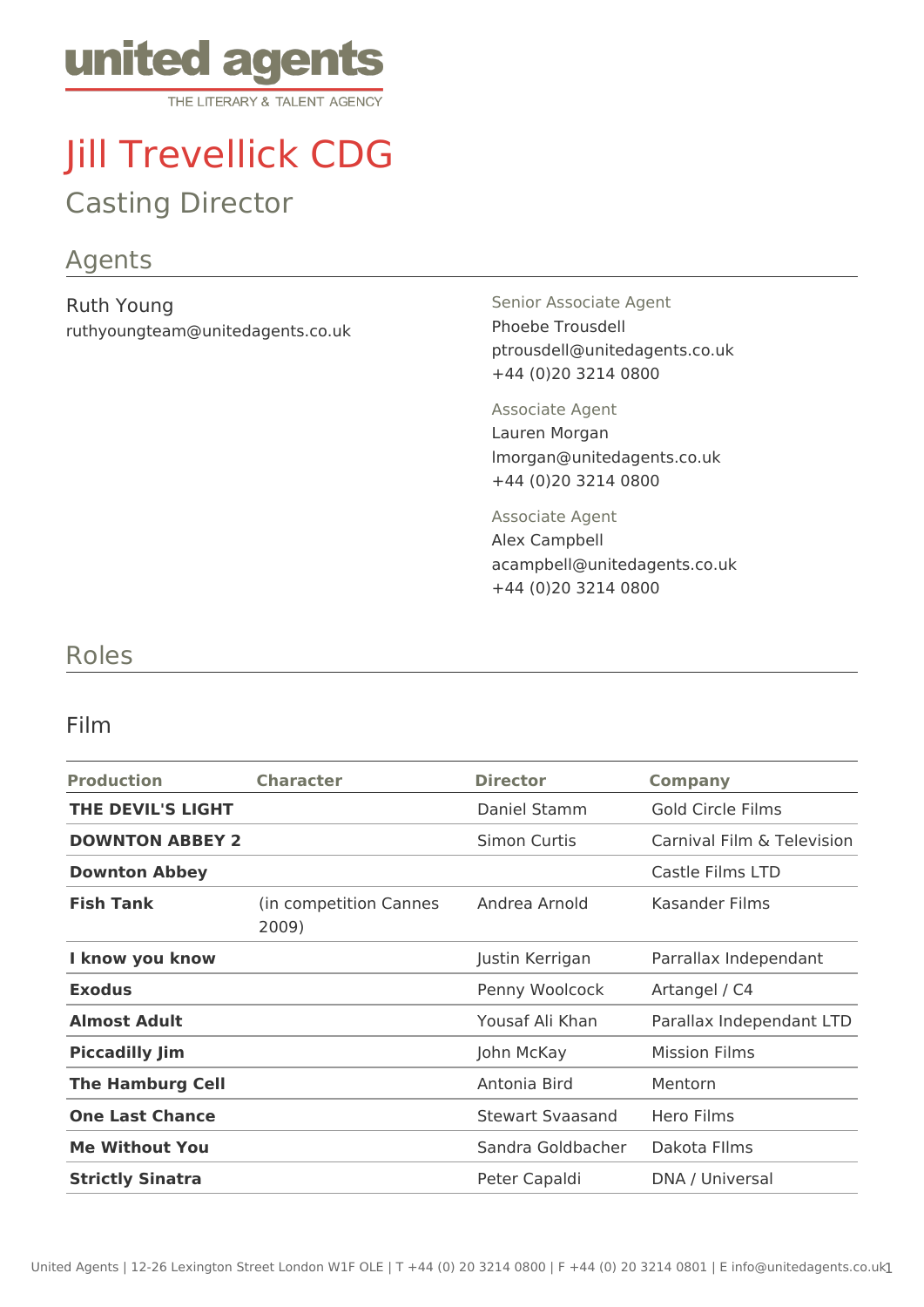# Jill Trevellick CDG

## Casting Director

## Agents

Ruth Young
ruthyoungteam@unitedagents.co.uk

Senior Associate Agent
Phoebe Trousdell
ptrousdell@unitedagents.co.uk
+44 (0)20 3214 0800

Associate Agent
Lauren Morgan
lmorgan@unitedagents.co.uk
+44 (0)20 3214 0800

Associate Agent
Alex Campbell
acampbell@unitedagents.co.uk
+44 (0)20 3214 0800

## Roles

### Film

| Production | Character | Director | Company |
|---|---|---|---|
| **THE DEVIL'S LIGHT** | | Daniel Stamm | Gold Circle Films |
| **DOWNTON ABBEY 2** | | Simon Curtis | Carnival Film & Television |
| **Downton Abbey** | | | Castle Films LTD |
| **Fish Tank** | (in competition Cannes 2009) | Andrea Arnold | Kasander Films |
| **I know you know** | | Justin Kerrigan | Parralax Independant |
| **Exodus** | | Penny Woolcock | Artangel / C4 |
| **Almost Adult** | | Yousaf Ali Khan | Parallax Independant LTD |
| **Piccadilly Jim** | | John McKay | Mission Films |
| **The Hamburg Cell** | | Antonia Bird | Mentorn |
| **One Last Chance** | | Stewart Svaasand | Hero Films |
| **Me Without You** | | Sandra Goldbacher | Dakota FIlms |
| **Strictly Sinatra** | | Peter Capaldi | DNA / Universal |

United Agents | 12-26 Lexington Street London W1F OLE | T +44 (0) 20 3214 0800 | F +44 (0) 20 3214 0801 | E info@unitedagents.co.uk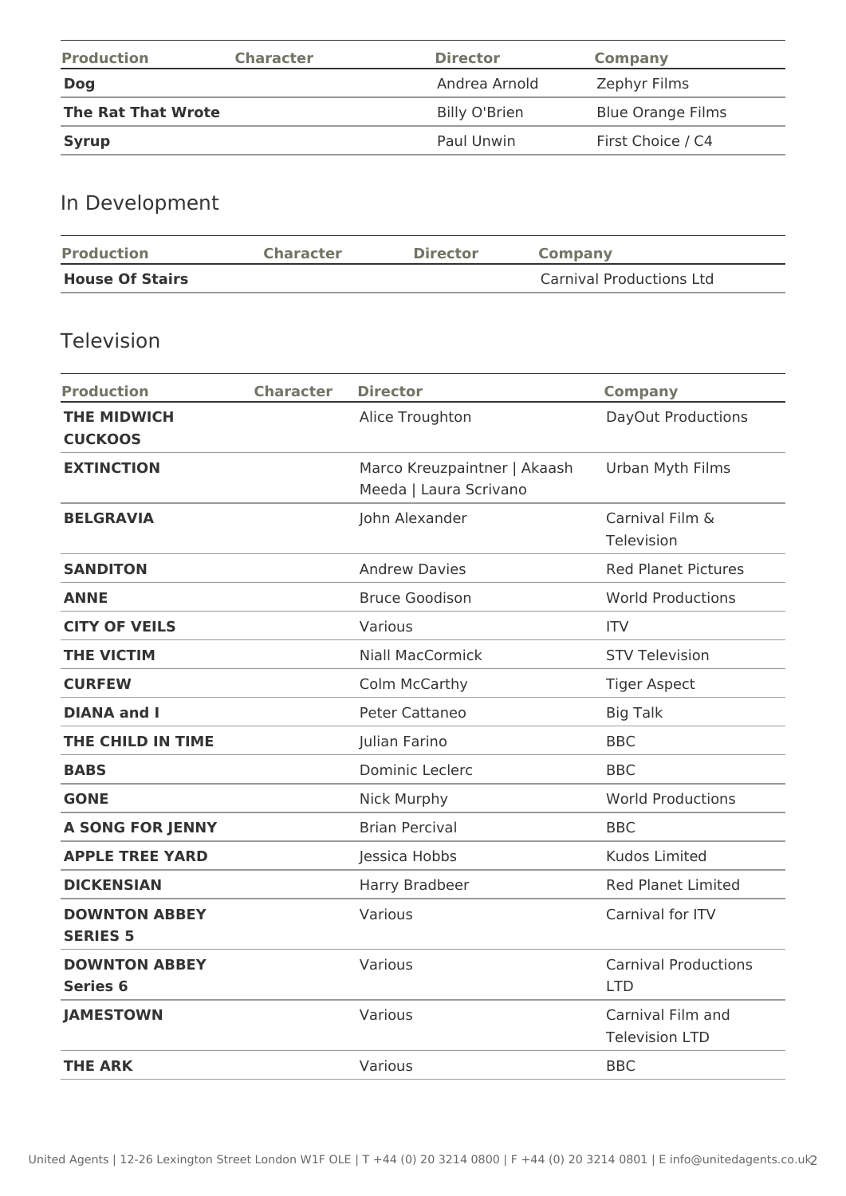| Production | Character | Director | Company |
| --- | --- | --- | --- |
| **Dog** | | Andrea Arnold | Zephyr Films |
| **The Rat That Wrote** | | Billy O'Brien | Blue Orange Films |
| **Syrup** | | Paul Unwin | First Choice / C4 |

## In Development

| Production | Character | Director | Company |
| --- | --- | --- | --- |
| **House Of Stairs** | | | Carnival Productions Ltd |

## Television

| Production | Character | Director | Company |
| --- | --- | --- | --- |
| **THE MIDWICH CUCKOOS** | | Alice Troughton | DayOut Productions |
| **EXTINCTION** | | Marco Kreuzpaintner \| Akaash Meeda \| Laura Scrivano | Urban Myth Films |
| **BELGRAVIA** | | John Alexander | Carnival Film & Television |
| **SANDITON** | | Andrew Davies | Red Planet Pictures |
| **ANNE** | | Bruce Goodison | World Productions |
| **CITY OF VEILS** | | Various | ITV |
| **THE VICTIM** | | Niall MacCormick | STV Television |
| **CURFEW** | | Colm McCarthy | Tiger Aspect |
| **DIANA and I** | | Peter Cattaneo | Big Talk |
| **THE CHILD IN TIME** | | Julian Farino | BBC |
| **BABS** | | Dominic Leclerc | BBC |
| **GONE** | | Nick Murphy | World Productions |
| **A SONG FOR JENNY** | | Brian Percival | BBC |
| **APPLE TREE YARD** | | Jessica Hobbs | Kudos Limited |
| **DICKENSIAN** | | Harry Bradbeer | Red Planet Limited |
| **DOWNTON ABBEY SERIES 5** | | Various | Carnival for ITV |
| **DOWNTON ABBEY Series 6** | | Various | Carnival Productions LTD |
| **JAMESTOWN** | | Various | Carnival Film and Television LTD |
| **THE ARK** | | Various | BBC |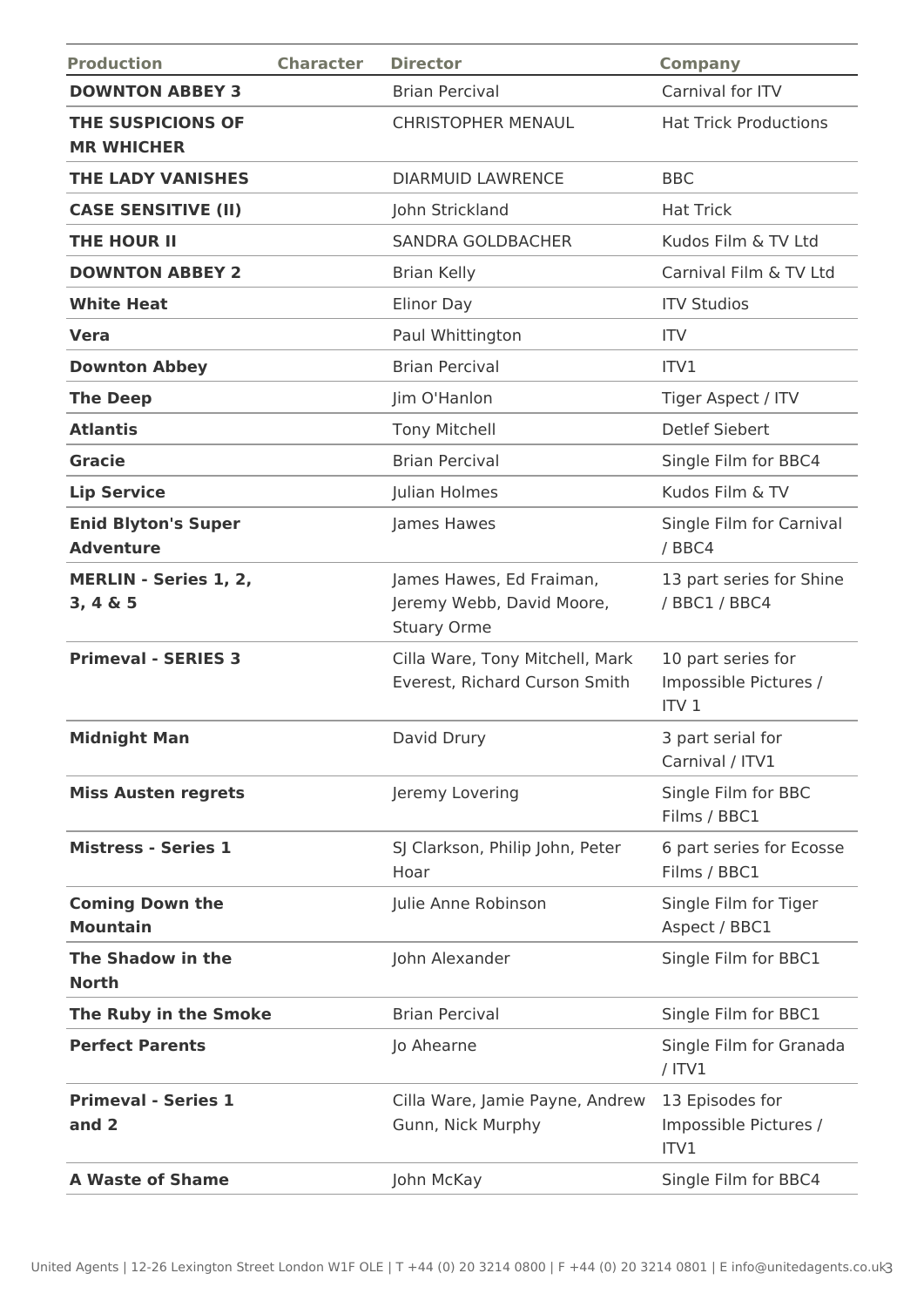| Production | Character | Director | Company |
|---|---|---|---|
| **DOWNTON ABBEY 3** | | Brian Percival | Carnival for ITV |
| **THE SUSPICIONS OF MR WHICHER** | | CHRISTOPHER MENAUL | Hat Trick Productions |
| **THE LADY VANISHES** | | DIARMUID LAWRENCE | BBC |
| **CASE SENSITIVE (II)** | | John Strickland | Hat Trick |
| **THE HOUR II** | | SANDRA GOLDBACHER | Kudos Film & TV Ltd |
| **DOWNTON ABBEY 2** | | Brian Kelly | Carnival Film & TV Ltd |
| **White Heat** | | Elinor Day | ITV Studios |
| **Vera** | | Paul Whittington | ITV |
| **Downton Abbey** | | Brian Percival | ITV1 |
| **The Deep** | | Jim O'Hanlon | Tiger Aspect / ITV |
| **Atlantis** | | Tony Mitchell | Detlef Siebert |
| **Gracie** | | Brian Percival | Single Film for BBC4 |
| **Lip Service** | | Julian Holmes | Kudos Film & TV |
| **Enid Blyton's Super Adventure** | | James Hawes | Single Film for Carnival / BBC4 |
| **MERLIN - Series 1, 2, 3, 4 & 5** | | James Hawes, Ed Fraiman, Jeremy Webb, David Moore, Stuary Orme | 13 part series for Shine / BBC1 / BBC4 |
| **Primeval - SERIES 3** | | Cilla Ware, Tony Mitchell, Mark Everest, Richard Curson Smith | 10 part series for Impossible Pictures / ITV 1 |
| **Midnight Man** | | David Drury | 3 part serial for Carnival / ITV1 |
| **Miss Austen regrets** | | Jeremy Lovering | Single Film for BBC Films / BBC1 |
| **Mistress - Series 1** | | SJ Clarkson, Philip John, Peter Hoar | 6 part series for Ecosse Films / BBC1 |
| **Coming Down the Mountain** | | Julie Anne Robinson | Single Film for Tiger Aspect / BBC1 |
| **The Shadow in the North** | | John Alexander | Single Film for BBC1 |
| **The Ruby in the Smoke** | | Brian Percival | Single Film for BBC1 |
| **Perfect Parents** | | Jo Ahearne | Single Film for Granada / ITV1 |
| **Primeval - Series 1 and 2** | | Cilla Ware, Jamie Payne, Andrew Gunn, Nick Murphy | 13 Episodes for Impossible Pictures / ITV1 |
| **A Waste of Shame** | | John McKay | Single Film for BBC4 |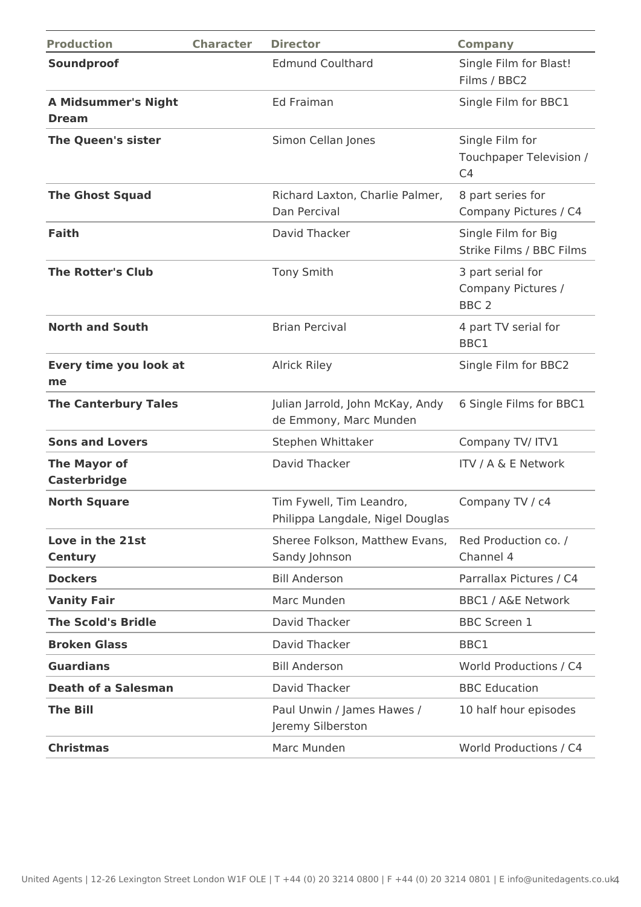| Production | Character | Director | Company |
| --- | --- | --- | --- |
| **Soundproof** | | Edmund Coulthard | Single Film for Blast! Films / BBC2 |
| **A Midsummer's Night Dream** | | Ed Fraiman | Single Film for BBC1 |
| **The Queen's sister** | | Simon Cellan Jones | Single Film for Touchpaper Television / C4 |
| **The Ghost Squad** | | Richard Laxton, Charlie Palmer, Dan Percival | 8 part series for Company Pictures / C4 |
| **Faith** | | David Thacker | Single Film for Big Strike Films / BBC Films |
| **The Rotter's Club** | | Tony Smith | 3 part serial for Company Pictures / BBC 2 |
| **North and South** | | Brian Percival | 4 part TV serial for BBC1 |
| **Every time you look at me** | | Alrick Riley | Single Film for BBC2 |
| **The Canterbury Tales** | | Julian Jarrold, John McKay, Andy de Emmony, Marc Munden | 6 Single Films for BBC1 |
| **Sons and Lovers** | | Stephen Whittaker | Company TV/ ITV1 |
| **The Mayor of Casterbridge** | | David Thacker | ITV / A & E Network |
| **North Square** | | Tim Fywell, Tim Leandro, Philippa Langdale, Nigel Douglas | Company TV / c4 |
| **Love in the 21st Century** | | Sheree Folkson, Matthew Evans, Sandy Johnson | Red Production co. / Channel 4 |
| **Dockers** | | Bill Anderson | Parrallax Pictures / C4 |
| **Vanity Fair** | | Marc Munden | BBC1 / A&E Network |
| **The Scold's Bridle** | | David Thacker | BBC Screen 1 |
| **Broken Glass** | | David Thacker | BBC1 |
| **Guardians** | | Bill Anderson | World Productions / C4 |
| **Death of a Salesman** | | David Thacker | BBC Education |
| **The Bill** | | Paul Unwin / James Hawes / Jeremy Silberston | 10 half hour episodes |
| **Christmas** | | Marc Munden | World Productions / C4 |